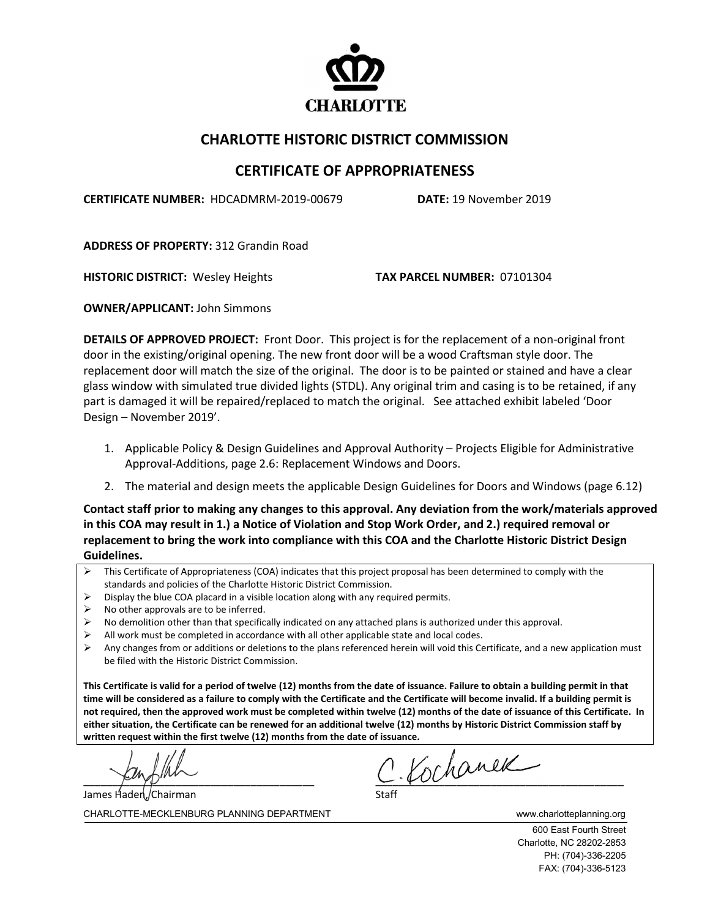CHARLOTTE

# CHARLOTTE HISTORIC DISTRICT COMMISSION

## CERTIFICATE OF APPROPRIATENESS

**CERTIFICATE NUMBER:** HDCADMRM-2019-00679 **DATE:** 19 November 2019

**ADDRESS OF PROPERTY:** 312 Grandin Road

**HISTORIC DISTRICT:** Wesley Heights **TAX PARCEL NUMBER:** 07101304

**OWNER/APPLICANT:** John Simmons

**DETAILS OF APPROVED PROJECT:** Front Door. This project is for the replacement of a non-original front door in the existing/original opening. The new front door will be a wood Craftsman style door. The replacement door will match the size of the original. The door is to be painted or stained and have a clear glass window with simulated true divided lights (STDL). Any original trim and casing is to be retained, if any part is damaged it will be repaired/replaced to match the original. See attached exhibit labeled 'Door Design – November 2019'.

1. Applicable Policy & Design Guidelines and Approval Authority – Projects Eligible for Administrative Approval-Additions, page 2.6: Replacement Windows and Doors.
2. The material and design meets the applicable Design Guidelines for Doors and Windows (page 6.12)

**Contact staff prior to making any changes to this approval. Any deviation from the work/materials approved in this COA may result in 1.) a Notice of Violation and Stop Work Order, and 2.) required removal or replacement to bring the work into compliance with this COA and the Charlotte Historic District Design Guidelines.**

- This Certificate of Appropriateness (COA) indicates that this project proposal has been determined to comply with the standards and policies of the Charlotte Historic District Commission.
- Display the blue COA placard in a visible location along with any required permits.
- No other approvals are to be inferred.
- No demolition other than that specifically indicated on any attached plans is authorized under this approval.
- All work must be completed in accordance with all other applicable state and local codes.
- Any changes from or additions or deletions to the plans referenced herein will void this Certificate, and a new application must be filed with the Historic District Commission.

**This Certificate is valid for a period of twelve (12) months from the date of issuance. Failure to obtain a building permit in that time will be considered as a failure to comply with the Certificate and the Certificate will become invalid. If a building permit is not required, then the approved work must be completed within twelve (12) months of the date of issuance of this Certificate. In either situation, the Certificate can be renewed for an additional twelve (12) months by Historic District Commission staff by written request within the first twelve (12) months from the date of issuance.**

James Haden, Chairman

C. Kochanek
Staff

CHARLOTTE-MECKLENBURG PLANNING DEPARTMENT www.charlotteplanning.org

600 East Fourth Street
Charlotte, NC 28202-2853
PH: (704)-336-2205
FAX: (704)-336-5123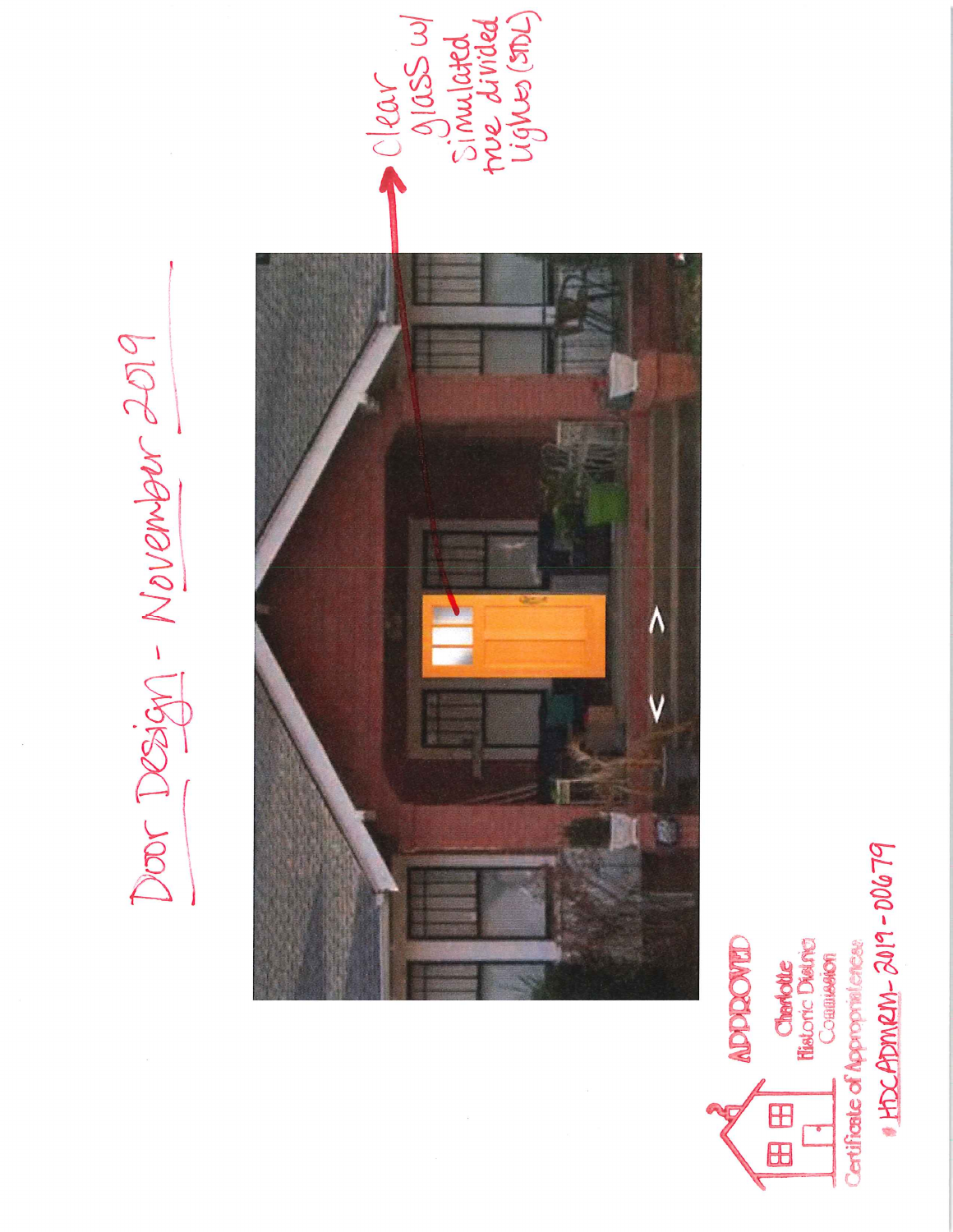# Door Design - November 2019

Clear glass w/ Simulated true divided lights (SDL)

APPROVED

Charlotte Historic District Commission

Certificate of Appropriateness

# HDCADMRM-2019-00679